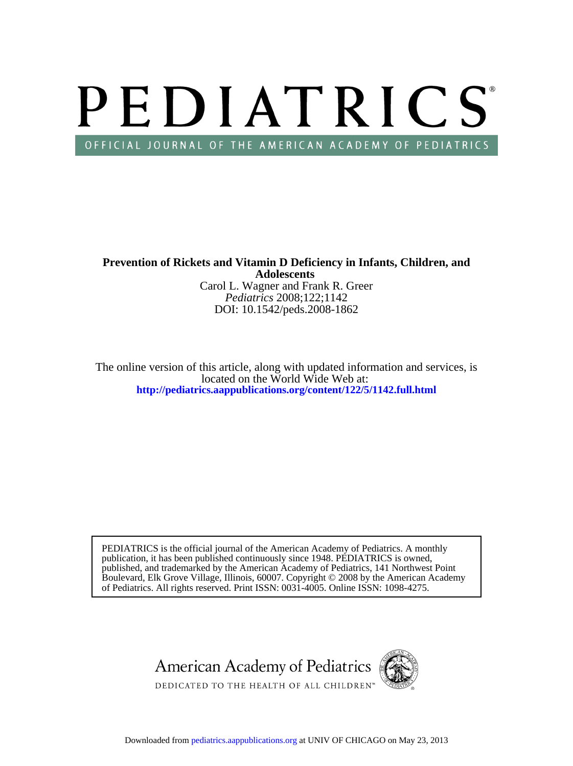# PEDIATRICS®

OFFICIAL JOURNAL OF THE AMERICAN ACADEMY OF PEDIATRICS

**Prevention of Rickets and Vitamin D Deficiency in Infants, Children, and Adolescents**

Carol L. Wagner and Frank R. Greer

*Pediatrics* 2008;122;1142

DOI: 10.1542/peds.2008-1862

The online version of this article, along with updated information and services, is located on the World Wide Web at:

**http://pediatrics.aappublications.org/content/122/5/1142.full.html**

PEDIATRICS is the official journal of the American Academy of Pediatrics. A monthly publication, it has been published continuously since 1948. PEDIATRICS is owned, published, and trademarked by the American Academy of Pediatrics, 141 Northwest Point Boulevard, Elk Grove Village, Illinois, 60007. Copyright © 2008 by the American Academy of Pediatrics. All rights reserved. Print ISSN: 0031-4005. Online ISSN: 1098-4275.

American Academy of Pediatrics

DEDICATED TO THE HEALTH OF ALL CHILDREN™

Downloaded from pediatrics.aappublications.org at UNIV OF CHICAGO on May 23, 2013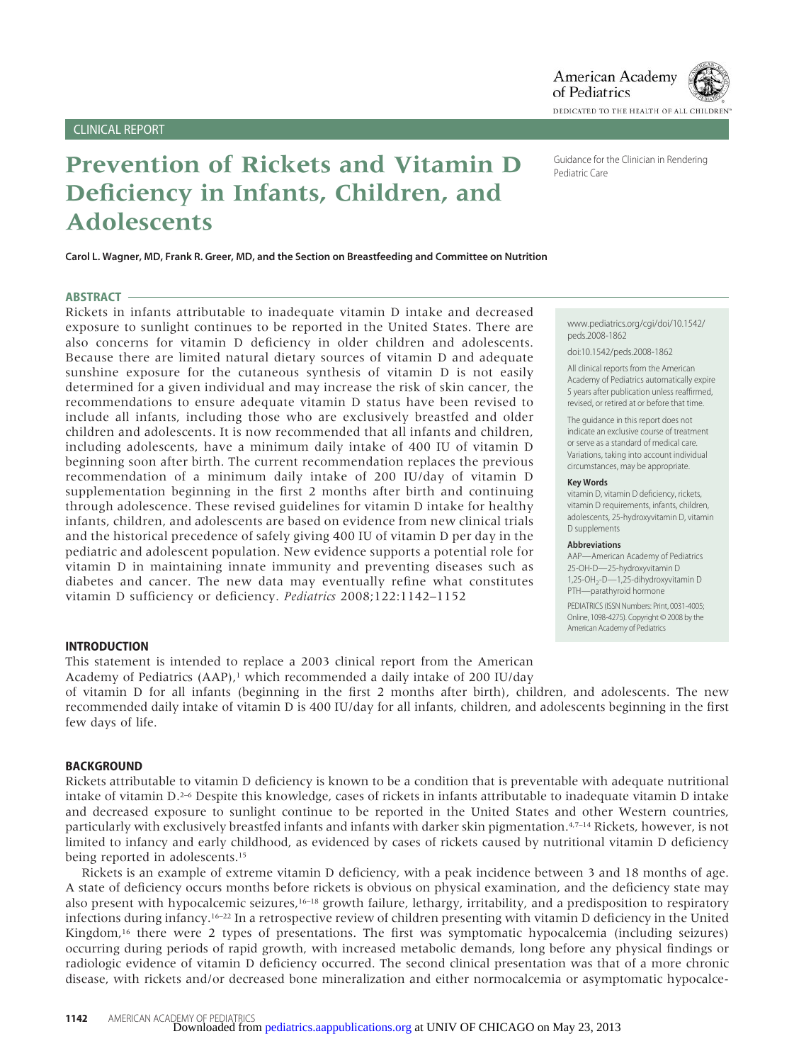CLINICAL REPORT

# Prevention of Rickets and Vitamin D Deficiency in Infants, Children, and Adolescents

Guidance for the Clinician in Rendering Pediatric Care

**Carol L. Wagner, MD, Frank R. Greer, MD, and the Section on Breastfeeding and Committee on Nutrition**

## ABSTRACT

Rickets in infants attributable to inadequate vitamin D intake and decreased exposure to sunlight continues to be reported in the United States. There are also concerns for vitamin D deficiency in older children and adolescents. Because there are limited natural dietary sources of vitamin D and adequate sunshine exposure for the cutaneous synthesis of vitamin D is not easily determined for a given individual and may increase the risk of skin cancer, the recommendations to ensure adequate vitamin D status have been revised to include all infants, including those who are exclusively breastfed and older children and adolescents. It is now recommended that all infants and children, including adolescents, have a minimum daily intake of 400 IU of vitamin D beginning soon after birth. The current recommendation replaces the previous recommendation of a minimum daily intake of 200 IU/day of vitamin D supplementation beginning in the first 2 months after birth and continuing through adolescence. These revised guidelines for vitamin D intake for healthy infants, children, and adolescents are based on evidence from new clinical trials and the historical precedence of safely giving 400 IU of vitamin D per day in the pediatric and adolescent population. New evidence supports a potential role for vitamin D in maintaining innate immunity and preventing diseases such as diabetes and cancer. The new data may eventually refine what constitutes vitamin D sufficiency or deficiency. *Pediatrics* 2008;122:1142–1152

www.pediatrics.org/cgi/doi/10.1542/peds.2008-1862

doi:10.1542/peds.2008-1862

All clinical reports from the American Academy of Pediatrics automatically expire 5 years after publication unless reaffirmed, revised, or retired at or before that time.

The guidance in this report does not indicate an exclusive course of treatment or serve as a standard of medical care. Variations, taking into account individual circumstances, may be appropriate.

**Key Words**

vitamin D, vitamin D deficiency, rickets, vitamin D requirements, infants, children, adolescents, 25-hydroxyvitamin D, vitamin D supplements

**Abbreviations**

AAP—American Academy of Pediatrics
25-OH-D—25-hydroxyvitamin D
1,25-$OH_2$-D—1,25-dihydroxyvitamin D
PTH—parathyroid hormone

PEDIATRICS (ISSN Numbers: Print, 0031-4005; Online, 1098-4275). Copyright © 2008 by the American Academy of Pediatrics

## INTRODUCTION

This statement is intended to replace a 2003 clinical report from the American Academy of Pediatrics (AAP),[1] which recommended a daily intake of 200 IU/day of vitamin D for all infants (beginning in the first 2 months after birth), children, and adolescents. The new recommended daily intake of vitamin D is 400 IU/day for all infants, children, and adolescents beginning in the first few days of life.

## BACKGROUND

Rickets attributable to vitamin D deficiency is known to be a condition that is preventable with adequate nutritional intake of vitamin D.[2–6] Despite this knowledge, cases of rickets in infants attributable to inadequate vitamin D intake and decreased exposure to sunlight continue to be reported in the United States and other Western countries, particularly with exclusively breastfed infants and infants with darker skin pigmentation.[4,7–14] Rickets, however, is not limited to infancy and early childhood, as evidenced by cases of rickets caused by nutritional vitamin D deficiency being reported in adolescents.[15]

Rickets is an example of extreme vitamin D deficiency, with a peak incidence between 3 and 18 months of age. A state of deficiency occurs months before rickets is obvious on physical examination, and the deficiency state may also present with hypocalcemic seizures,[16–18] growth failure, lethargy, irritability, and a predisposition to respiratory infections during infancy.[16–22] In a retrospective review of children presenting with vitamin D deficiency in the United Kingdom,[16] there were 2 types of presentations. The first was symptomatic hypocalcemia (including seizures) occurring during periods of rapid growth, with increased metabolic demands, long before any physical findings or radiologic evidence of vitamin D deficiency occurred. The second clinical presentation was that of a more chronic disease, with rickets and/or decreased bone mineralization and either normocalcemia or asymptomatic hypocalce-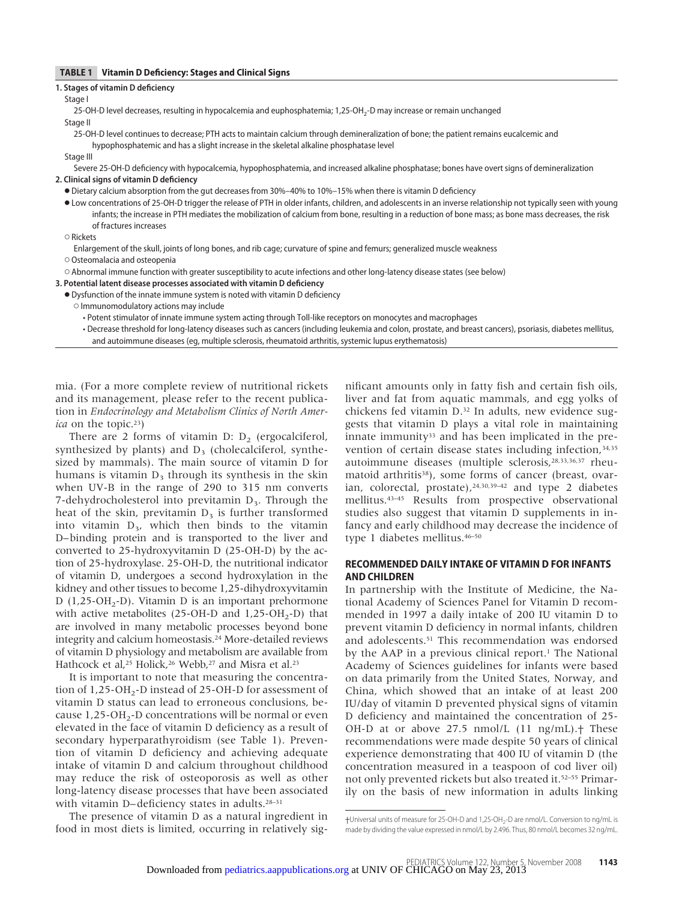**TABLE 1 Vitamin D Deficiency: Stages and Clinical Signs**

**1. Stages of vitamin D deficiency**

Stage I

25-OH-D level decreases, resulting in hypocalcemia and euphosphatemia; 1,25-$OH_2$-D may increase or remain unchanged

Stage II

25-OH-D level continues to decrease; PTH acts to maintain calcium through demineralization of bone; the patient remains eucalcemic and hypophosphatemic and has a slight increase in the skeletal alkaline phosphatase level

Stage III

Severe 25-OH-D deficiency with hypocalcemia, hypophosphatemia, and increased alkaline phosphatase; bones have overt signs of demineralization

**2. Clinical signs of vitamin D deficiency**

- Dietary calcium absorption from the gut decreases from 30%–40% to 10%–15% when there is vitamin D deficiency
- Low concentrations of 25-OH-D trigger the release of PTH in older infants, children, and adolescents in an inverse relationship not typically seen with young infants; the increase in PTH mediates the mobilization of calcium from bone, resulting in a reduction of bone mass; as bone mass decreases, the risk of fractures increases
  - Rickets
    - Enlargement of the skull, joints of long bones, and rib cage; curvature of spine and femurs; generalized muscle weakness
  - Osteomalacia and osteopenia
  - Abnormal immune function with greater susceptibility to acute infections and other long-latency disease states (see below)

**3. Potential latent disease processes associated with vitamin D deficiency**

- Dysfunction of the innate immune system is noted with vitamin D deficiency
  - Immunomodulatory actions may include
    - Potent stimulator of innate immune system acting through Toll-like receptors on monocytes and macrophages
    - Decrease threshold for long-latency diseases such as cancers (including leukemia and colon, prostate, and breast cancers), psoriasis, diabetes mellitus, and autoimmune diseases (eg, multiple sclerosis, rheumatoid arthritis, systemic lupus erythematosis)

mia. (For a more complete review of nutritional rickets and its management, please refer to the recent publication in *Endocrinology and Metabolism Clinics of North America* on the topic.[23])

There are 2 forms of vitamin D: $D_2$ (ergocalciferol, synthesized by plants) and $D_3$ (cholecalciferol, synthesized by mammals). The main source of vitamin D for humans is vitamin $D_3$ through its synthesis in the skin when UV-B in the range of 290 to 315 nm converts 7-dehydrocholesterol into previtamin $D_3$. Through the heat of the skin, previtamin $D_3$ is further transformed into vitamin $D_3$, which then binds to the vitamin D–binding protein and is transported to the liver and converted to 25-hydroxyvitamin D (25-OH-D) by the action of 25-hydroxylase. 25-OH-D, the nutritional indicator of vitamin D, undergoes a second hydroxylation in the kidney and other tissues to become 1,25-dihydroxyvitamin D (1,25-$OH_2$-D). Vitamin D is an important prehormone with active metabolites (25-OH-D and 1,25-$OH_2$-D) that are involved in many metabolic processes beyond bone integrity and calcium homeostasis.[24] More-detailed reviews of vitamin D physiology and metabolism are available from Hathcock et al,[25] Holick,[26] Webb,[27] and Misra et al.[23]

It is important to note that measuring the concentration of 1,25-$OH_2$-D instead of 25-OH-D for assessment of vitamin D status can lead to erroneous conclusions, because 1,25-$OH_2$-D concentrations will be normal or even elevated in the face of vitamin D deficiency as a result of secondary hyperparathyroidism (see Table 1). Prevention of vitamin D deficiency and achieving adequate intake of vitamin D and calcium throughout childhood may reduce the risk of osteoporosis as well as other long-latency disease processes that have been associated with vitamin D–deficiency states in adults.[28–31]

The presence of vitamin D as a natural ingredient in food in most diets is limited, occurring in relatively significant amounts only in fatty fish and certain fish oils, liver and fat from aquatic mammals, and egg yolks of chickens fed vitamin D.[32] In adults, new evidence suggests that vitamin D plays a vital role in maintaining innate immunity[33] and has been implicated in the prevention of certain disease states including infection,[34,35] autoimmune diseases (multiple sclerosis,[28,33,36,37] rheumatoid arthritis[38]), some forms of cancer (breast, ovarian, colorectal, prostate),[24,30,39–42] and type 2 diabetes mellitus.[43–45] Results from prospective observational studies also suggest that vitamin D supplements in infancy and early childhood may decrease the incidence of type 1 diabetes mellitus.[46–50]

## RECOMMENDED DAILY INTAKE OF VITAMIN D FOR INFANTS AND CHILDREN

In partnership with the Institute of Medicine, the National Academy of Sciences Panel for Vitamin D recommended in 1997 a daily intake of 200 IU vitamin D to prevent vitamin D deficiency in normal infants, children and adolescents.[51] This recommendation was endorsed by the AAP in a previous clinical report.[1] The National Academy of Sciences guidelines for infants were based on data primarily from the United States, Norway, and China, which showed that an intake of at least 200 IU/day of vitamin D prevented physical signs of vitamin D deficiency and maintained the concentration of 25-OH-D at or above 27.5 nmol/L (11 ng/mL).† These recommendations were made despite 50 years of clinical experience demonstrating that 400 IU of vitamin D (the concentration measured in a teaspoon of cod liver oil) not only prevented rickets but also treated it.[52–55] Primarily on the basis of new information in adults linking

†Universal units of measure for 25-OH-D and 1,25-$OH_2$-D are nmol/L. Conversion to ng/mL is made by dividing the value expressed in nmol/L by 2.496. Thus, 80 nmol/L becomes 32 ng/mL.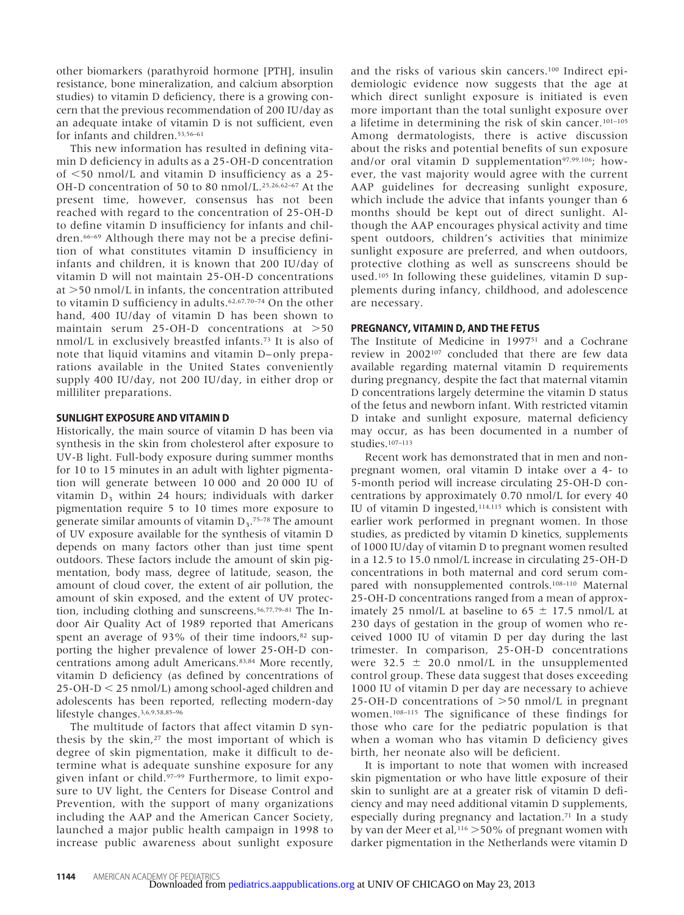other biomarkers (parathyroid hormone [PTH], insulin resistance, bone mineralization, and calcium absorption studies) to vitamin D deficiency, there is a growing concern that the previous recommendation of 200 IU/day as an adequate intake of vitamin D is not sufficient, even for infants and children.[53,56–61]

This new information has resulted in defining vitamin D deficiency in adults as a 25-OH-D concentration of <50 nmol/L and vitamin D insufficiency as a 25-OH-D concentration of 50 to 80 nmol/L.[25,26,62–67] At the present time, however, consensus has not been reached with regard to the concentration of 25-OH-D to define vitamin D insufficiency for infants and children.[66–69] Although there may not be a precise definition of what constitutes vitamin D insufficiency in infants and children, it is known that 200 IU/day of vitamin D will not maintain 25-OH-D concentrations at >50 nmol/L in infants, the concentration attributed to vitamin D sufficiency in adults.[62,67,70–74] On the other hand, 400 IU/day of vitamin D has been shown to maintain serum 25-OH-D concentrations at >50 nmol/L in exclusively breastfed infants.[73] It is also of note that liquid vitamins and vitamin D–only preparations available in the United States conveniently supply 400 IU/day, not 200 IU/day, in either drop or milliliter preparations.

## SUNLIGHT EXPOSURE AND VITAMIN D

Historically, the main source of vitamin D has been via synthesis in the skin from cholesterol after exposure to UV-B light. Full-body exposure during summer months for 10 to 15 minutes in an adult with lighter pigmentation will generate between 10 000 and 20 000 IU of vitamin $D_3$ within 24 hours; individuals with darker pigmentation require 5 to 10 times more exposure to generate similar amounts of vitamin $D_3$.[75–78] The amount of UV exposure available for the synthesis of vitamin D depends on many factors other than just time spent outdoors. These factors include the amount of skin pigmentation, body mass, degree of latitude, season, the amount of cloud cover, the extent of air pollution, the amount of skin exposed, and the extent of UV protection, including clothing and sunscreens.[56,77,79–81] The Indoor Air Quality Act of 1989 reported that Americans spent an average of 93% of their time indoors,[82] supporting the higher prevalence of lower 25-OH-D concentrations among adult Americans.[83,84] More recently, vitamin D deficiency (as defined by concentrations of 25-OH-D < 25 nmol/L) among school-aged children and adolescents has been reported, reflecting modern-day lifestyle changes.[3,6,9,58,85–96]

The multitude of factors that affect vitamin D synthesis by the skin,[27] the most important of which is degree of skin pigmentation, make it difficult to determine what is adequate sunshine exposure for any given infant or child.[97–99] Furthermore, to limit exposure to UV light, the Centers for Disease Control and Prevention, with the support of many organizations including the AAP and the American Cancer Society, launched a major public health campaign in 1998 to increase public awareness about sunlight exposure and the risks of various skin cancers.[100] Indirect epidemiologic evidence now suggests that the age at which direct sunlight exposure is initiated is even more important than the total sunlight exposure over a lifetime in determining the risk of skin cancer.[101–105] Among dermatologists, there is active discussion about the risks and potential benefits of sun exposure and/or oral vitamin D supplementation[97,99,106]; however, the vast majority would agree with the current AAP guidelines for decreasing sunlight exposure, which include the advice that infants younger than 6 months should be kept out of direct sunlight. Although the AAP encourages physical activity and time spent outdoors, children's activities that minimize sunlight exposure are preferred, and when outdoors, protective clothing as well as sunscreens should be used.[105] In following these guidelines, vitamin D supplements during infancy, childhood, and adolescence are necessary.

## PREGNANCY, VITAMIN D, AND THE FETUS

The Institute of Medicine in 1997[51] and a Cochrane review in 2002[107] concluded that there are few data available regarding maternal vitamin D requirements during pregnancy, despite the fact that maternal vitamin D concentrations largely determine the vitamin D status of the fetus and newborn infant. With restricted vitamin D intake and sunlight exposure, maternal deficiency may occur, as has been documented in a number of studies.[107–113]

Recent work has demonstrated that in men and nonpregnant women, oral vitamin D intake over a 4- to 5-month period will increase circulating 25-OH-D concentrations by approximately 0.70 nmol/L for every 40 IU of vitamin D ingested,[114,115] which is consistent with earlier work performed in pregnant women. In those studies, as predicted by vitamin D kinetics, supplements of 1000 IU/day of vitamin D to pregnant women resulted in a 12.5 to 15.0 nmol/L increase in circulating 25-OH-D concentrations in both maternal and cord serum compared with nonsupplemented controls.[108–110] Maternal 25-OH-D concentrations ranged from a mean of approximately 25 nmol/L at baseline to 65 ± 17.5 nmol/L at 230 days of gestation in the group of women who received 1000 IU of vitamin D per day during the last trimester. In comparison, 25-OH-D concentrations were 32.5 ± 20.0 nmol/L in the unsupplemented control group. These data suggest that doses exceeding 1000 IU of vitamin D per day are necessary to achieve 25-OH-D concentrations of >50 nmol/L in pregnant women.[108–115] The significance of these findings for those who care for the pediatric population is that when a woman who has vitamin D deficiency gives birth, her neonate also will be deficient.

It is important to note that women with increased skin pigmentation or who have little exposure of their skin to sunlight are at a greater risk of vitamin D deficiency and may need additional vitamin D supplements, especially during pregnancy and lactation.[71] In a study by van der Meer et al,[116] >50% of pregnant women with darker pigmentation in the Netherlands were vitamin D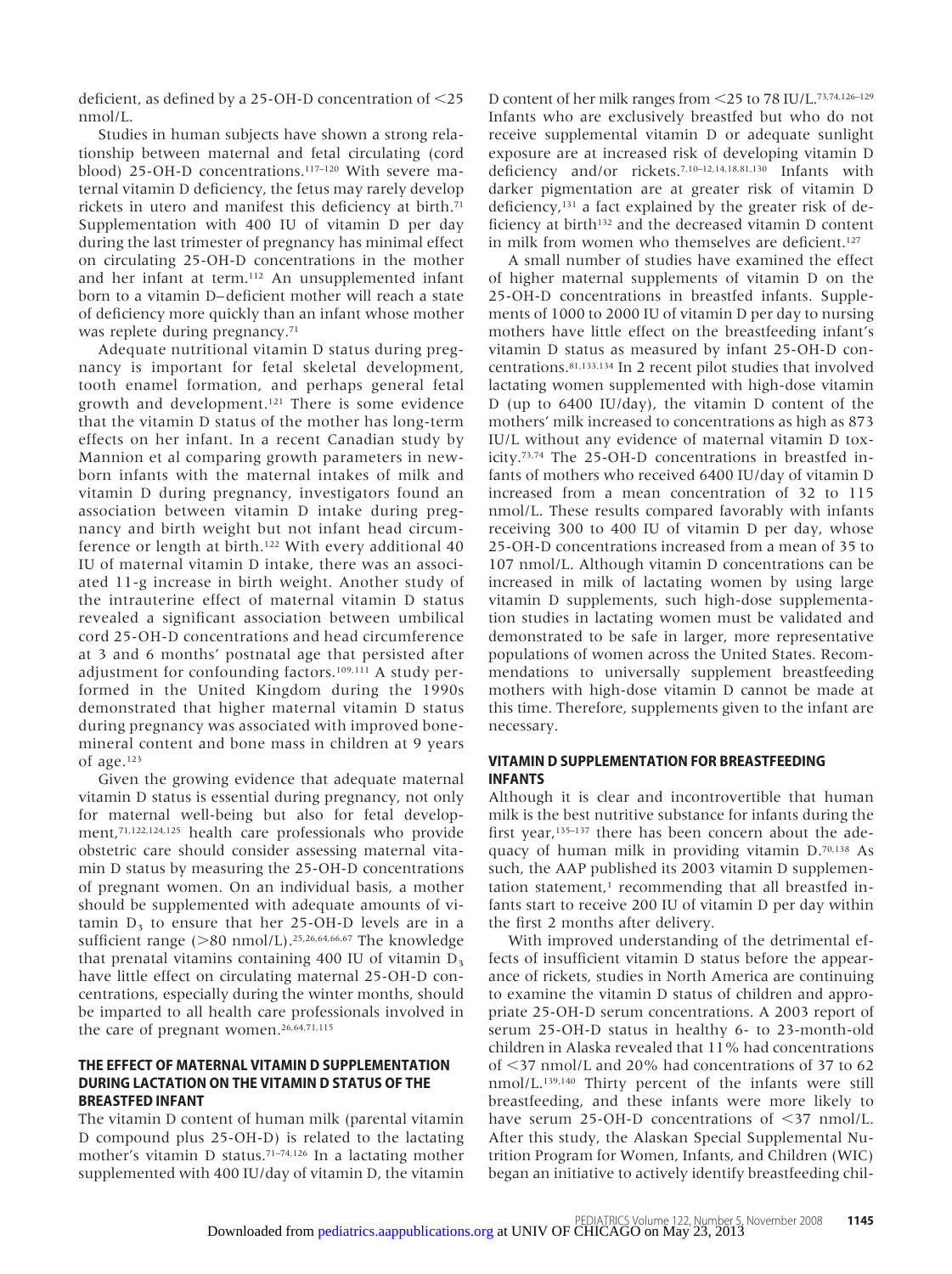deficient, as defined by a 25-OH-D concentration of <25 nmol/L.

Studies in human subjects have shown a strong relationship between maternal and fetal circulating (cord blood) 25-OH-D concentrations.[117–120] With severe maternal vitamin D deficiency, the fetus may rarely develop rickets in utero and manifest this deficiency at birth.[71] Supplementation with 400 IU of vitamin D per day during the last trimester of pregnancy has minimal effect on circulating 25-OH-D concentrations in the mother and her infant at term.[112] An unsupplemented infant born to a vitamin D–deficient mother will reach a state of deficiency more quickly than an infant whose mother was replete during pregnancy.[71]

Adequate nutritional vitamin D status during pregnancy is important for fetal skeletal development, tooth enamel formation, and perhaps general fetal growth and development.[121] There is some evidence that the vitamin D status of the mother has long-term effects on her infant. In a recent Canadian study by Mannion et al comparing growth parameters in newborn infants with the maternal intakes of milk and vitamin D during pregnancy, investigators found an association between vitamin D intake during pregnancy and birth weight but not infant head circumference or length at birth.[122] With every additional 40 IU of maternal vitamin D intake, there was an associated 11-g increase in birth weight. Another study of the intrauterine effect of maternal vitamin D status revealed a significant association between umbilical cord 25-OH-D concentrations and head circumference at 3 and 6 months' postnatal age that persisted after adjustment for confounding factors.[109,111] A study performed in the United Kingdom during the 1990s demonstrated that higher maternal vitamin D status during pregnancy was associated with improved bone-mineral content and bone mass in children at 9 years of age.[123]

Given the growing evidence that adequate maternal vitamin D status is essential during pregnancy, not only for maternal well-being but also for fetal development,[71,122,124,125] health care professionals who provide obstetric care should consider assessing maternal vitamin D status by measuring the 25-OH-D concentrations of pregnant women. On an individual basis, a mother should be supplemented with adequate amounts of vitamin $D_3$ to ensure that her 25-OH-D levels are in a sufficient range (>80 nmol/L).[25,26,64,66,67] The knowledge that prenatal vitamins containing 400 IU of vitamin $D_3$ have little effect on circulating maternal 25-OH-D concentrations, especially during the winter months, should be imparted to all health care professionals involved in the care of pregnant women.[26,64,71,115]

## THE EFFECT OF MATERNAL VITAMIN D SUPPLEMENTATION DURING LACTATION ON THE VITAMIN D STATUS OF THE BREASTFED INFANT

The vitamin D content of human milk (parental vitamin D compound plus 25-OH-D) is related to the lactating mother's vitamin D status.[71–74,126] In a lactating mother supplemented with 400 IU/day of vitamin D, the vitamin D content of her milk ranges from <25 to 78 IU/L.[73,74,126–129] Infants who are exclusively breastfed but who do not receive supplemental vitamin D or adequate sunlight exposure are at increased risk of developing vitamin D deficiency and/or rickets.[7,10–12,14,18,81,130] Infants with darker pigmentation are at greater risk of vitamin D deficiency,[131] a fact explained by the greater risk of deficiency at birth[132] and the decreased vitamin D content in milk from women who themselves are deficient.[127]

A small number of studies have examined the effect of higher maternal supplements of vitamin D on the 25-OH-D concentrations in breastfed infants. Supplements of 1000 to 2000 IU of vitamin D per day to nursing mothers have little effect on the breastfeeding infant's vitamin D status as measured by infant 25-OH-D concentrations.[81,133,134] In 2 recent pilot studies that involved lactating women supplemented with high-dose vitamin D (up to 6400 IU/day), the vitamin D content of the mothers' milk increased to concentrations as high as 873 IU/L without any evidence of maternal vitamin D toxicity.[73,74] The 25-OH-D concentrations in breastfed infants of mothers who received 6400 IU/day of vitamin D increased from a mean concentration of 32 to 115 nmol/L. These results compared favorably with infants receiving 300 to 400 IU of vitamin D per day, whose 25-OH-D concentrations increased from a mean of 35 to 107 nmol/L. Although vitamin D concentrations can be increased in milk of lactating women by using large vitamin D supplements, such high-dose supplementation studies in lactating women must be validated and demonstrated to be safe in larger, more representative populations of women across the United States. Recommendations to universally supplement breastfeeding mothers with high-dose vitamin D cannot be made at this time. Therefore, supplements given to the infant are necessary.

## VITAMIN D SUPPLEMENTATION FOR BREASTFEEDING INFANTS

Although it is clear and incontrovertible that human milk is the best nutritive substance for infants during the first year,[135–137] there has been concern about the adequacy of human milk in providing vitamin D.[70,138] As such, the AAP published its 2003 vitamin D supplementation statement,[1] recommending that all breastfed infants start to receive 200 IU of vitamin D per day within the first 2 months after delivery.

With improved understanding of the detrimental effects of insufficient vitamin D status before the appearance of rickets, studies in North America are continuing to examine the vitamin D status of children and appropriate 25-OH-D serum concentrations. A 2003 report of serum 25-OH-D status in healthy 6- to 23-month-old children in Alaska revealed that 11% had concentrations of <37 nmol/L and 20% had concentrations of 37 to 62 nmol/L.[139,140] Thirty percent of the infants were still breastfeeding, and these infants were more likely to have serum 25-OH-D concentrations of <37 nmol/L. After this study, the Alaskan Special Supplemental Nutrition Program for Women, Infants, and Children (WIC) began an initiative to actively identify breastfeeding chil-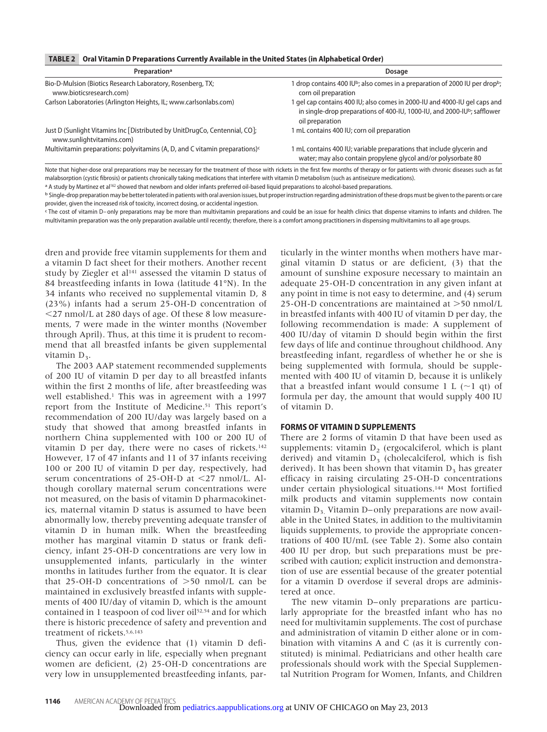**TABLE 2 Oral Vitamin D Preparations Currently Available in the United States (in Alphabetical Order)**

| Preparation[a] | Dosage |
|---|---|
| Bio-D-Mulsion (Biotics Research Laboratory, Rosenberg, TX; www.bioticsresearch.com) | 1 drop contains 400 IU[b]; also comes in a preparation of 2000 IU per drop[b]; corn oil preparation |
| Carlson Laboratories (Arlington Heights, IL; www.carlsonlabs.com) | 1 gel cap contains 400 IU; also comes in 2000-IU and 4000-IU gel caps and in single-drop preparations of 400-IU, 1000-IU, and 2000-IU[b]; safflower oil preparation |
| Just D (Sunlight Vitamins Inc [Distributed by UnitDrugCo, Centennial, CO]; www.sunlightvitamins.com) | 1 mL contains 400 IU; corn oil preparation |
| Multivitamin preparations: polyvitamins (A, D, and C vitamin preparations)[c] | 1 mL contains 400 IU; variable preparations that include glycerin and water; may also contain propylene glycol and/or polysorbate 80 |

Note that higher-dose oral preparations may be necessary for the treatment of those with rickets in the first few months of therapy or for patients with chronic diseases such as fat malabsorption (cystic fibrosis) or patients chronically taking medications that interfere with vitamin D metabolism (such as antiseizure medications).

[a] A study by Martinez et al[162] showed that newborn and older infants preferred oil-based liquid preparations to alcohol-based preparations.

[b] Single-drop preparation may be better tolerated in patients with oral aversion issues, but proper instruction regarding administration of these drops must be given to the parents or care provider, given the increased risk of toxicity, incorrect dosing, or accidental ingestion.

[c] The cost of vitamin D–only preparations may be more than multivitamin preparations and could be an issue for health clinics that dispense vitamins to infants and children. The multivitamin preparation was the only preparation available until recently; therefore, there is a comfort among practitioners in dispensing multivitamins to all age groups.

dren and provide free vitamin supplements for them and a vitamin D fact sheet for their mothers. Another recent study by Ziegler et al[141] assessed the vitamin D status of 84 breastfeeding infants in Iowa (latitude 41°N). In the 34 infants who received no supplemental vitamin D, 8 (23%) infants had a serum 25-OH-D concentration of <27 nmol/L at 280 days of age. Of these 8 low measurements, 7 were made in the winter months (November through April). Thus, at this time it is prudent to recommend that all breastfed infants be given supplemental vitamin $D_3$.

The 2003 AAP statement recommended supplements of 200 IU of vitamin D per day to all breastfed infants within the first 2 months of life, after breastfeeding was well established.[1] This was in agreement with a 1997 report from the Institute of Medicine.[51] This report's recommendation of 200 IU/day was largely based on a study that showed that among breastfed infants in northern China supplemented with 100 or 200 IU of vitamin D per day, there were no cases of rickets.[142] However, 17 of 47 infants and 11 of 37 infants receiving 100 or 200 IU of vitamin D per day, respectively, had serum concentrations of 25-OH-D at <27 nmol/L. Although corollary maternal serum concentrations were not measured, on the basis of vitamin D pharmacokinetics, maternal vitamin D status is assumed to have been abnormally low, thereby preventing adequate transfer of vitamin D in human milk. When the breastfeeding mother has marginal vitamin D status or frank deficiency, infant 25-OH-D concentrations are very low in unsupplemented infants, particularly in the winter months in latitudes further from the equator. It is clear that 25-OH-D concentrations of >50 nmol/L can be maintained in exclusively breastfed infants with supplements of 400 IU/day of vitamin D, which is the amount contained in 1 teaspoon of cod liver oil[52,54] and for which there is historic precedence of safety and prevention and treatment of rickets.[5,6,143]

Thus, given the evidence that (1) vitamin D deficiency can occur early in life, especially when pregnant women are deficient, (2) 25-OH-D concentrations are very low in unsupplemented breastfeeding infants, particularly in the winter months when mothers have marginal vitamin D status or are deficient, (3) that the amount of sunshine exposure necessary to maintain an adequate 25-OH-D concentration in any given infant at any point in time is not easy to determine, and (4) serum 25-OH-D concentrations are maintained at >50 nmol/L in breastfed infants with 400 IU of vitamin D per day, the following recommendation is made: A supplement of 400 IU/day of vitamin D should begin within the first few days of life and continue throughout childhood. Any breastfeeding infant, regardless of whether he or she is being supplemented with formula, should be supplemented with 400 IU of vitamin D, because it is unlikely that a breastfed infant would consume 1 L (~1 qt) of formula per day, the amount that would supply 400 IU of vitamin D.

## FORMS OF VITAMIN D SUPPLEMENTS

There are 2 forms of vitamin D that have been used as supplements: vitamin $D_2$ (ergocalciferol, which is plant derived) and vitamin $D_3$ (cholecalciferol, which is fish derived). It has been shown that vitamin $D_3$ has greater efficacy in raising circulating 25-OH-D concentrations under certain physiological situations.[144] Most fortified milk products and vitamin supplements now contain vitamin $D_3$. Vitamin D–only preparations are now available in the United States, in addition to the multivitamin liquids supplements, to provide the appropriate concentrations of 400 IU/mL (see Table 2). Some also contain 400 IU per drop, but such preparations must be prescribed with caution; explicit instruction and demonstration of use are essential because of the greater potential for a vitamin D overdose if several drops are administered at once.

The new vitamin D–only preparations are particularly appropriate for the breastfed infant who has no need for multivitamin supplements. The cost of purchase and administration of vitamin D either alone or in combination with vitamins A and C (as it is currently constituted) is minimal. Pediatricians and other health care professionals should work with the Special Supplemental Nutrition Program for Women, Infants, and Children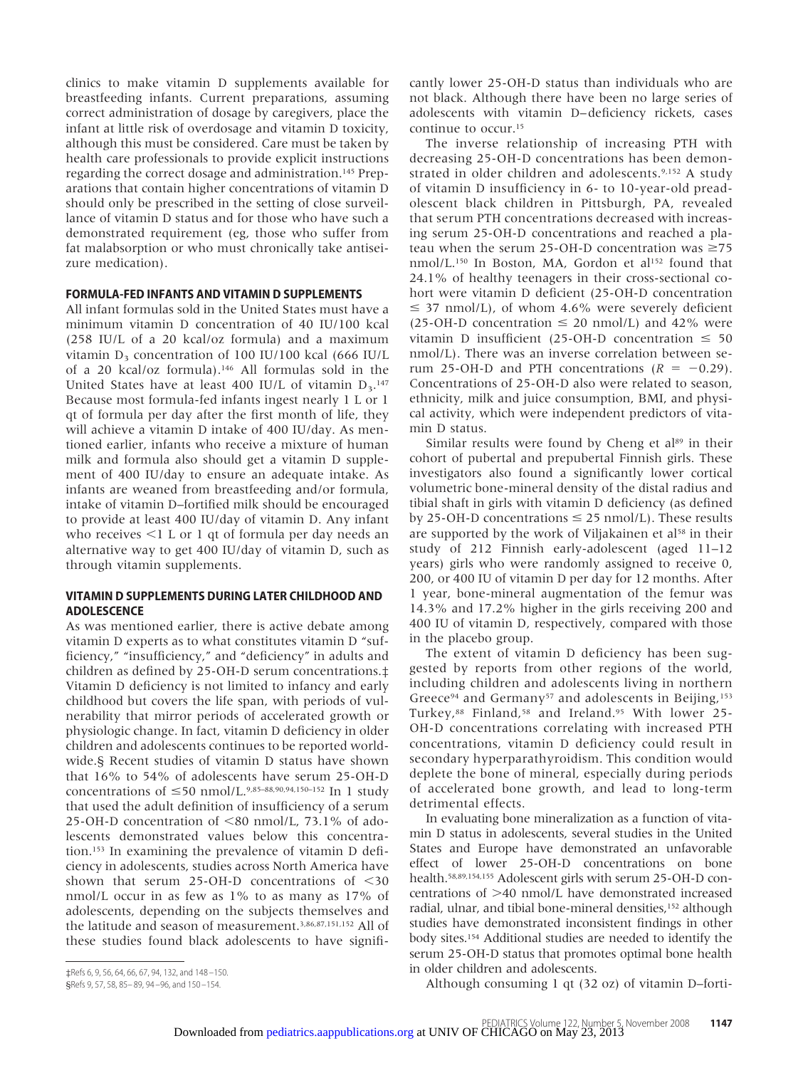clinics to make vitamin D supplements available for breastfeeding infants. Current preparations, assuming correct administration of dosage by caregivers, place the infant at little risk of overdosage and vitamin D toxicity, although this must be considered. Care must be taken by health care professionals to provide explicit instructions regarding the correct dosage and administration.[145] Preparations that contain higher concentrations of vitamin D should only be prescribed in the setting of close surveillance of vitamin D status and for those who have such a demonstrated requirement (eg, those who suffer from fat malabsorption or who must chronically take antiseizure medication).

## FORMULA-FED INFANTS AND VITAMIN D SUPPLEMENTS

All infant formulas sold in the United States must have a minimum vitamin D concentration of 40 IU/100 kcal (258 IU/L of a 20 kcal/oz formula) and a maximum vitamin $D_3$ concentration of 100 IU/100 kcal (666 IU/L of a 20 kcal/oz formula).[146] All formulas sold in the United States have at least 400 IU/L of vitamin $D_3$.[147] Because most formula-fed infants ingest nearly 1 L or 1 qt of formula per day after the first month of life, they will achieve a vitamin D intake of 400 IU/day. As mentioned earlier, infants who receive a mixture of human milk and formula also should get a vitamin D supplement of 400 IU/day to ensure an adequate intake. As infants are weaned from breastfeeding and/or formula, intake of vitamin D–fortified milk should be encouraged to provide at least 400 IU/day of vitamin D. Any infant who receives <1 L or 1 qt of formula per day needs an alternative way to get 400 IU/day of vitamin D, such as through vitamin supplements.

## VITAMIN D SUPPLEMENTS DURING LATER CHILDHOOD AND ADOLESCENCE

As was mentioned earlier, there is active debate among vitamin D experts as to what constitutes vitamin D "sufficiency," "insufficiency," and "deficiency" in adults and children as defined by 25-OH-D serum concentrations.‡ Vitamin D deficiency is not limited to infancy and early childhood but covers the life span, with periods of vulnerability that mirror periods of accelerated growth or physiologic change. In fact, vitamin D deficiency in older children and adolescents continues to be reported worldwide.§ Recent studies of vitamin D status have shown that 16% to 54% of adolescents have serum 25-OH-D concentrations of ≤50 nmol/L.[9,85–88,90,94,150–152] In 1 study that used the adult definition of insufficiency of a serum 25-OH-D concentration of <80 nmol/L, 73.1% of adolescents demonstrated values below this concentration.[153] In examining the prevalence of vitamin D deficiency in adolescents, studies across North America have shown that serum 25-OH-D concentrations of <30 nmol/L occur in as few as 1% to as many as 17% of adolescents, depending on the subjects themselves and the latitude and season of measurement.[3,86,87,151,152] All of these studies found black adolescents to have significantly lower 25-OH-D status than individuals who are not black. Although there have been no large series of adolescents with vitamin D–deficiency rickets, cases continue to occur.[15]

The inverse relationship of increasing PTH with decreasing 25-OH-D concentrations has been demonstrated in older children and adolescents.[9,152] A study of vitamin D insufficiency in 6- to 10-year-old preadolescent black children in Pittsburgh, PA, revealed that serum PTH concentrations decreased with increasing serum 25-OH-D concentrations and reached a plateau when the serum 25-OH-D concentration was ≥75 nmol/L.[150] In Boston, MA, Gordon et al[152] found that 24.1% of healthy teenagers in their cross-sectional cohort were vitamin D deficient (25-OH-D concentration ≤ 37 nmol/L), of whom 4.6% were severely deficient (25-OH-D concentration ≤ 20 nmol/L) and 42% were vitamin D insufficient (25-OH-D concentration ≤ 50 nmol/L). There was an inverse correlation between serum 25-OH-D and PTH concentrations ($R = -0.29$). Concentrations of 25-OH-D also were related to season, ethnicity, milk and juice consumption, BMI, and physical activity, which were independent predictors of vitamin D status.

Similar results were found by Cheng et al[89] in their cohort of pubertal and prepubertal Finnish girls. These investigators also found a significantly lower cortical volumetric bone-mineral density of the distal radius and tibial shaft in girls with vitamin D deficiency (as defined by 25-OH-D concentrations ≤ 25 nmol/L). These results are supported by the work of Viljakainen et al[58] in their study of 212 Finnish early-adolescent (aged 11–12 years) girls who were randomly assigned to receive 0, 200, or 400 IU of vitamin D per day for 12 months. After 1 year, bone-mineral augmentation of the femur was 14.3% and 17.2% higher in the girls receiving 200 and 400 IU of vitamin D, respectively, compared with those in the placebo group.

The extent of vitamin D deficiency has been suggested by reports from other regions of the world, including children and adolescents living in northern Greece[94] and Germany[57] and adolescents in Beijing,[153] Turkey,[88] Finland,[58] and Ireland.[95] With lower 25-OH-D concentrations correlating with increased PTH concentrations, vitamin D deficiency could result in secondary hyperparathyroidism. This condition would deplete the bone of mineral, especially during periods of accelerated bone growth, and lead to long-term detrimental effects.

In evaluating bone mineralization as a function of vitamin D status in adolescents, several studies in the United States and Europe have demonstrated an unfavorable effect of lower 25-OH-D concentrations on bone health.[58,89,154,155] Adolescent girls with serum 25-OH-D concentrations of >40 nmol/L have demonstrated increased radial, ulnar, and tibial bone-mineral densities,[152] although studies have demonstrated inconsistent findings in other body sites.[154] Additional studies are needed to identify the serum 25-OH-D status that promotes optimal bone health in older children and adolescents.

Although consuming 1 qt (32 oz) of vitamin D–forti-

‡Refs 6, 9, 56, 64, 66, 67, 94, 132, and 148–150.

§Refs 9, 57, 58, 85–89, 94–96, and 150–154.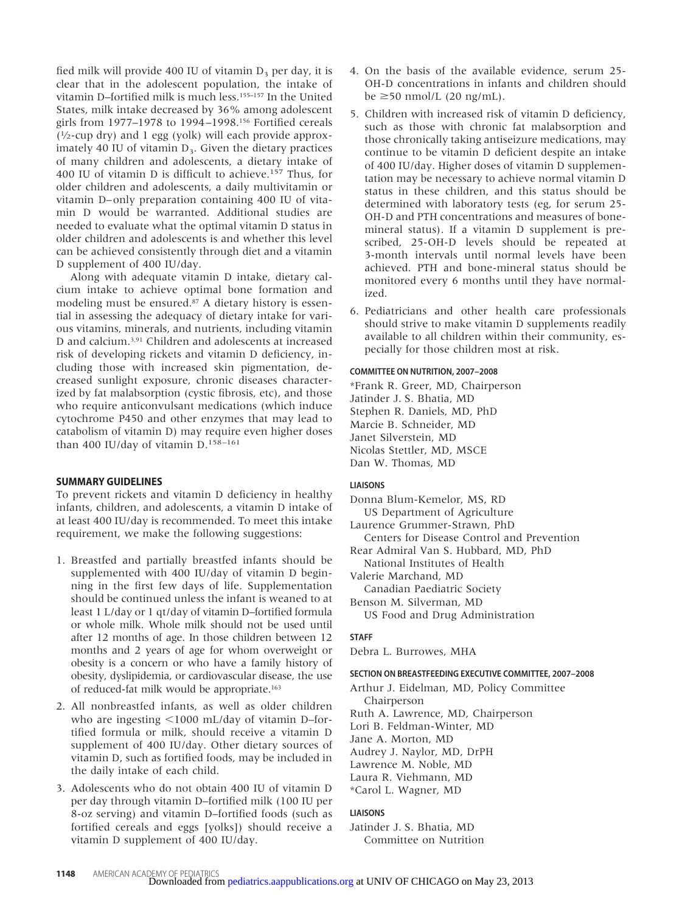fied milk will provide 400 IU of vitamin $D_3$ per day, it is clear that in the adolescent population, the intake of vitamin D–fortified milk is much less.[155–157] In the United States, milk intake decreased by 36% among adolescent girls from 1977–1978 to 1994–1998.[156] Fortified cereals (½-cup dry) and 1 egg (yolk) will each provide approximately 40 IU of vitamin $D_3$. Given the dietary practices of many children and adolescents, a dietary intake of 400 IU of vitamin D is difficult to achieve.[157] Thus, for older children and adolescents, a daily multivitamin or vitamin D–only preparation containing 400 IU of vitamin D would be warranted. Additional studies are needed to evaluate what the optimal vitamin D status in older children and adolescents is and whether this level can be achieved consistently through diet and a vitamin D supplement of 400 IU/day.

Along with adequate vitamin D intake, dietary calcium intake to achieve optimal bone formation and modeling must be ensured.[87] A dietary history is essential in assessing the adequacy of dietary intake for various vitamins, minerals, and nutrients, including vitamin D and calcium.[3,91] Children and adolescents at increased risk of developing rickets and vitamin D deficiency, including those with increased skin pigmentation, decreased sunlight exposure, chronic diseases characterized by fat malabsorption (cystic fibrosis, etc), and those who require anticonvulsant medications (which induce cytochrome P450 and other enzymes that may lead to catabolism of vitamin D) may require even higher doses than 400 IU/day of vitamin D.[158–161]

## SUMMARY GUIDELINES

To prevent rickets and vitamin D deficiency in healthy infants, children, and adolescents, a vitamin D intake of at least 400 IU/day is recommended. To meet this intake requirement, we make the following suggestions:

1. Breastfed and partially breastfed infants should be supplemented with 400 IU/day of vitamin D beginning in the first few days of life. Supplementation should be continued unless the infant is weaned to at least 1 L/day or 1 qt/day of vitamin D–fortified formula or whole milk. Whole milk should not be used until after 12 months of age. In those children between 12 months and 2 years of age for whom overweight or obesity is a concern or who have a family history of obesity, dyslipidemia, or cardiovascular disease, the use of reduced-fat milk would be appropriate.[163]
2. All nonbreastfed infants, as well as older children who are ingesting <1000 mL/day of vitamin D–fortified formula or milk, should receive a vitamin D supplement of 400 IU/day. Other dietary sources of vitamin D, such as fortified foods, may be included in the daily intake of each child.
3. Adolescents who do not obtain 400 IU of vitamin D per day through vitamin D–fortified milk (100 IU per 8-oz serving) and vitamin D–fortified foods (such as fortified cereals and eggs [yolks]) should receive a vitamin D supplement of 400 IU/day.
4. On the basis of the available evidence, serum 25-OH-D concentrations in infants and children should be ≥50 nmol/L (20 ng/mL).
5. Children with increased risk of vitamin D deficiency, such as those with chronic fat malabsorption and those chronically taking antiseizure medications, may continue to be vitamin D deficient despite an intake of 400 IU/day. Higher doses of vitamin D supplementation may be necessary to achieve normal vitamin D status in these children, and this status should be determined with laboratory tests (eg, for serum 25-OH-D and PTH concentrations and measures of bone-mineral status). If a vitamin D supplement is prescribed, 25-OH-D levels should be repeated at 3-month intervals until normal levels have been achieved. PTH and bone-mineral status should be monitored every 6 months until they have normalized.
6. Pediatricians and other health care professionals should strive to make vitamin D supplements readily available to all children within their community, especially for those children most at risk.

**COMMITTEE ON NUTRITION, 2007–2008**

*Frank R. Greer, MD, Chairperson
Jatinder J. S. Bhatia, MD
Stephen R. Daniels, MD, PhD
Marcie B. Schneider, MD
Janet Silverstein, MD
Nicolas Stettler, MD, MSCE
Dan W. Thomas, MD

**LIAISONS**

Donna Blum-Kemelor, MS, RD
US Department of Agriculture
Laurence Grummer-Strawn, PhD
Centers for Disease Control and Prevention
Rear Admiral Van S. Hubbard, MD, PhD
National Institutes of Health
Valerie Marchand, MD
Canadian Paediatric Society
Benson M. Silverman, MD
US Food and Drug Administration

**STAFF**

Debra L. Burrowes, MHA

**SECTION ON BREASTFEEDING EXECUTIVE COMMITTEE, 2007–2008**

Arthur J. Eidelman, MD, Policy Committee Chairperson
Ruth A. Lawrence, MD, Chairperson
Lori B. Feldman-Winter, MD
Jane A. Morton, MD
Audrey J. Naylor, MD, DrPH
Lawrence M. Noble, MD
Laura R. Viehmann, MD
*Carol L. Wagner, MD

**LIAISONS**

Jatinder J. S. Bhatia, MD
Committee on Nutrition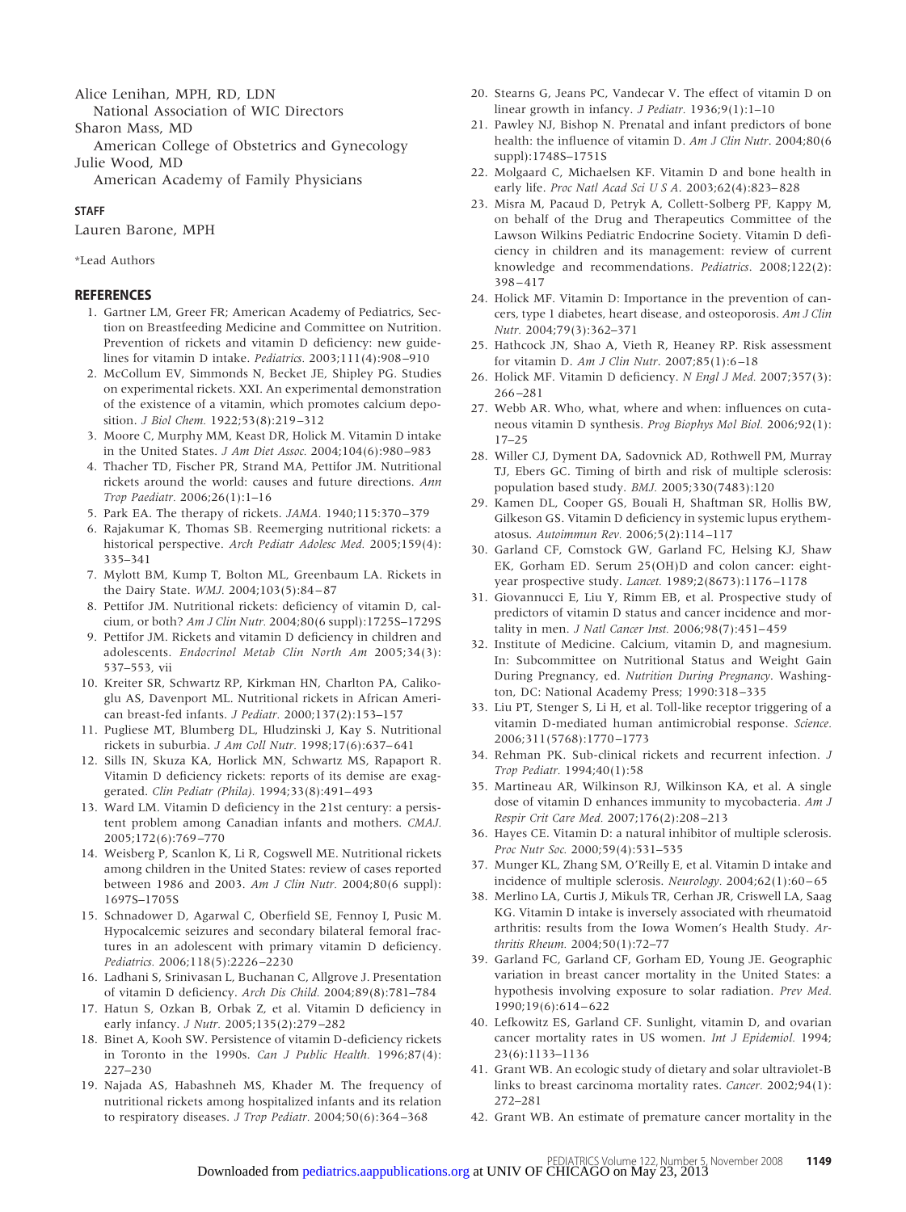Alice Lenihan, MPH, RD, LDN
National Association of WIC Directors
Sharon Mass, MD
American College of Obstetrics and Gynecology
Julie Wood, MD
American Academy of Family Physicians

**STAFF**

Lauren Barone, MPH

*Lead Authors

## REFERENCES

1. Gartner LM, Greer FR; American Academy of Pediatrics, Section on Breastfeeding Medicine and Committee on Nutrition. Prevention of rickets and vitamin D deficiency: new guidelines for vitamin D intake. *Pediatrics.* 2003;111(4):908–910
2. McCollum EV, Simmonds N, Becket JE, Shipley PG. Studies on experimental rickets. XXI. An experimental demonstration of the existence of a vitamin, which promotes calcium deposition. *J Biol Chem.* 1922;53(8):219–312
3. Moore C, Murphy MM, Keast DR, Holick M. Vitamin D intake in the United States. *J Am Diet Assoc.* 2004;104(6):980–983
4. Thacher TD, Fischer PR, Strand MA, Pettifor JM. Nutritional rickets around the world: causes and future directions. *Ann Trop Paediatr.* 2006;26(1):1–16
5. Park EA. The therapy of rickets. *JAMA.* 1940;115:370–379
6. Rajakumar K, Thomas SB. Reemerging nutritional rickets: a historical perspective. *Arch Pediatr Adolesc Med.* 2005;159(4):335–341
7. Mylott BM, Kump T, Bolton ML, Greenbaum LA. Rickets in the Dairy State. *WMJ.* 2004;103(5):84–87
8. Pettifor JM. Nutritional rickets: deficiency of vitamin D, calcium, or both? *Am J Clin Nutr.* 2004;80(6 suppl):1725S–1729S
9. Pettifor JM. Rickets and vitamin D deficiency in children and adolescents. *Endocrinol Metab Clin North Am* 2005;34(3):537–553, vii
10. Kreiter SR, Schwartz RP, Kirkman HN, Charlton PA, Calikoglu AS, Davenport ML. Nutritional rickets in African American breast-fed infants. *J Pediatr.* 2000;137(2):153–157
11. Pugliese MT, Blumberg DL, Hludzinski J, Kay S. Nutritional rickets in suburbia. *J Am Coll Nutr.* 1998;17(6):637–641
12. Sills IN, Skuza KA, Horlick MN, Schwartz MS, Rapaport R. Vitamin D deficiency rickets: reports of its demise are exaggerated. *Clin Pediatr (Phila).* 1994;33(8):491–493
13. Ward LM. Vitamin D deficiency in the 21st century: a persistent problem among Canadian infants and mothers. *CMAJ.* 2005;172(6):769–770
14. Weisberg P, Scanlon K, Li R, Cogswell ME. Nutritional rickets among children in the United States: review of cases reported between 1986 and 2003. *Am J Clin Nutr.* 2004;80(6 suppl):1697S–1705S
15. Schnadower D, Agarwal C, Oberfield SE, Fennoy I, Pusic M. Hypocalcemic seizures and secondary bilateral femoral fractures in an adolescent with primary vitamin D deficiency. *Pediatrics.* 2006;118(5):2226–2230
16. Ladhani S, Srinivasan L, Buchanan C, Allgrove J. Presentation of vitamin D deficiency. *Arch Dis Child.* 2004;89(8):781–784
17. Hatun S, Ozkan B, Orbak Z, et al. Vitamin D deficiency in early infancy. *J Nutr.* 2005;135(2):279–282
18. Binet A, Kooh SW. Persistence of vitamin D-deficiency rickets in Toronto in the 1990s. *Can J Public Health.* 1996;87(4):227–230
19. Najada AS, Habashneh MS, Khader M. The frequency of nutritional rickets among hospitalized infants and its relation to respiratory diseases. *J Trop Pediatr.* 2004;50(6):364–368
20. Stearns G, Jeans PC, Vandecar V. The effect of vitamin D on linear growth in infancy. *J Pediatr.* 1936;9(1):1–10
21. Pawley NJ, Bishop N. Prenatal and infant predictors of bone health: the influence of vitamin D. *Am J Clin Nutr*. 2004;80(6 suppl):1748S–1751S
22. Molgaard C, Michaelsen KF. Vitamin D and bone health in early life. *Proc Natl Acad Sci U S A*. 2003;62(4):823–828
23. Misra M, Pacaud D, Petryk A, Collett-Solberg PF, Kappy M, on behalf of the Drug and Therapeutics Committee of the Lawson Wilkins Pediatric Endocrine Society. Vitamin D deficiency in children and its management: review of current knowledge and recommendations. *Pediatrics*. 2008;122(2):398–417
24. Holick MF. Vitamin D: Importance in the prevention of cancers, type 1 diabetes, heart disease, and osteoporosis. *Am J Clin Nutr.* 2004;79(3):362–371
25. Hathcock JN, Shao A, Vieth R, Heaney RP. Risk assessment for vitamin D. *Am J Clin Nutr*. 2007;85(1):6–18
26. Holick MF. Vitamin D deficiency. *N Engl J Med.* 2007;357(3):266–281
27. Webb AR. Who, what, where and when: influences on cutaneous vitamin D synthesis. *Prog Biophys Mol Biol.* 2006;92(1):17–25
28. Willer CJ, Dyment DA, Sadovnick AD, Rothwell PM, Murray TJ, Ebers GC. Timing of birth and risk of multiple sclerosis: population based study. *BMJ.* 2005;330(7483):120
29. Kamen DL, Cooper GS, Bouali H, Shaftman SR, Hollis BW, Gilkeson GS. Vitamin D deficiency in systemic lupus erythematosus. *Autoimmun Rev.* 2006;5(2):114–117
30. Garland CF, Comstock GW, Garland FC, Helsing KJ, Shaw EK, Gorham ED. Serum 25(OH)D and colon cancer: eight-year prospective study. *Lancet.* 1989;2(8673):1176–1178
31. Giovannucci E, Liu Y, Rimm EB, et al. Prospective study of predictors of vitamin D status and cancer incidence and mortality in men. *J Natl Cancer Inst.* 2006;98(7):451–459
32. Institute of Medicine. Calcium, vitamin D, and magnesium. In: Subcommittee on Nutritional Status and Weight Gain During Pregnancy, ed. *Nutrition During Pregnancy*. Washington, DC: National Academy Press; 1990:318–335
33. Liu PT, Stenger S, Li H, et al. Toll-like receptor triggering of a vitamin D-mediated human antimicrobial response. *Science.* 2006;311(5768):1770–1773
34. Rehman PK. Sub-clinical rickets and recurrent infection. *J Trop Pediatr.* 1994;40(1):58
35. Martineau AR, Wilkinson RJ, Wilkinson KA, et al. A single dose of vitamin D enhances immunity to mycobacteria. *Am J Respir Crit Care Med.* 2007;176(2):208–213
36. Hayes CE. Vitamin D: a natural inhibitor of multiple sclerosis. *Proc Nutr Soc.* 2000;59(4):531–535
37. Munger KL, Zhang SM, O'Reilly E, et al. Vitamin D intake and incidence of multiple sclerosis. *Neurology.* 2004;62(1):60–65
38. Merlino LA, Curtis J, Mikuls TR, Cerhan JR, Criswell LA, Saag KG. Vitamin D intake is inversely associated with rheumatoid arthritis: results from the Iowa Women's Health Study. *Arthritis Rheum.* 2004;50(1):72–77
39. Garland FC, Garland CF, Gorham ED, Young JE. Geographic variation in breast cancer mortality in the United States: a hypothesis involving exposure to solar radiation. *Prev Med.* 1990;19(6):614–622
40. Lefkowitz ES, Garland CF. Sunlight, vitamin D, and ovarian cancer mortality rates in US women. *Int J Epidemiol.* 1994;23(6):1133–1136
41. Grant WB. An ecologic study of dietary and solar ultraviolet-B links to breast carcinoma mortality rates. *Cancer.* 2002;94(1):272–281
42. Grant WB. An estimate of premature cancer mortality in the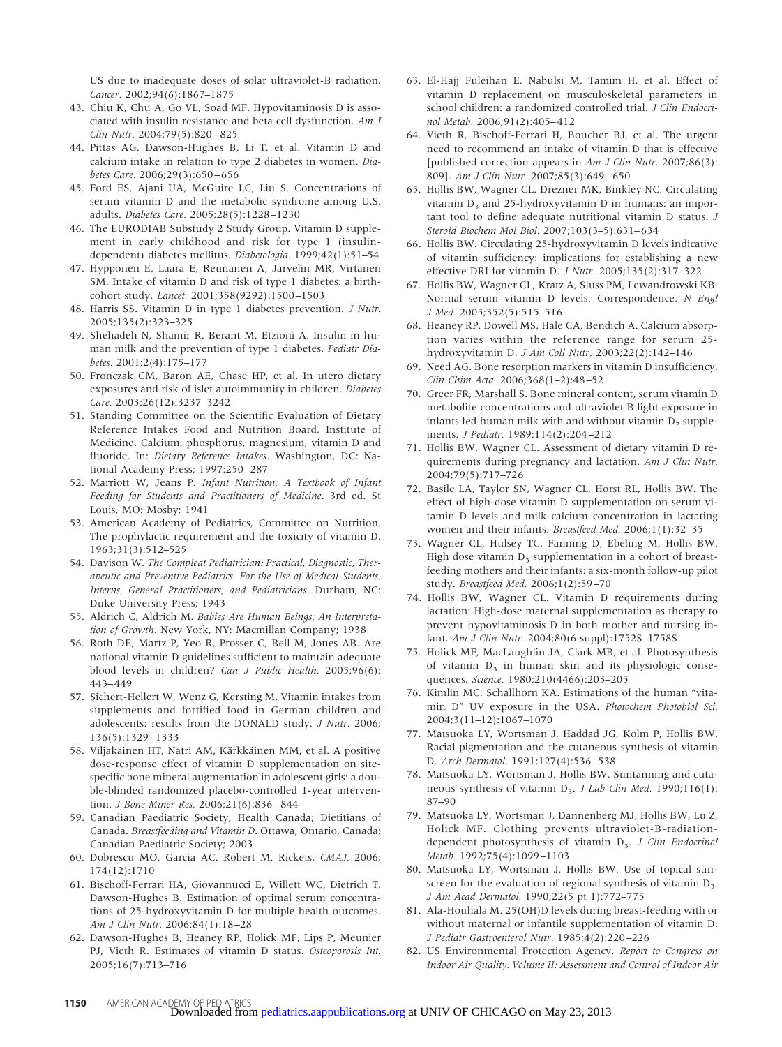US due to inadequate doses of solar ultraviolet-B radiation. *Cancer.* 2002;94(6):1867–1875

43. Chiu K, Chu A, Go VL, Soad MF. Hypovitaminosis D is associated with insulin resistance and beta cell dysfunction. *Am J Clin Nutr.* 2004;79(5):820–825
44. Pittas AG, Dawson-Hughes B, Li T, et al. Vitamin D and calcium intake in relation to type 2 diabetes in women. *Diabetes Care.* 2006;29(3):650–656
45. Ford ES, Ajani UA, McGuire LC, Liu S. Concentrations of serum vitamin D and the metabolic syndrome among U.S. adults. *Diabetes Care.* 2005;28(5):1228–1230
46. The EURODIAB Substudy 2 Study Group. Vitamin D supplement in early childhood and risk for type 1 (insulin-dependent) diabetes mellitus. *Diabetologia.* 1999;42(1):51–54
47. Hyppönen E, Laara E, Reunanen A, Jarvelin MR, Virtanen SM. Intake of vitamin D and risk of type 1 diabetes: a birth-cohort study. *Lancet.* 2001;358(9292):1500–1503
48. Harris SS. Vitamin D in type 1 diabetes prevention. *J Nutr.* 2005;135(2):323–325
49. Shehadeh N, Shamir R, Berant M, Etzioni A. Insulin in human milk and the prevention of type 1 diabetes. *Pediatr Diabetes.* 2001;2(4):175–177
50. Fronczak CM, Baron AE, Chase HP, et al. In utero dietary exposures and risk of islet autoimmunity in children. *Diabetes Care.* 2003;26(12):3237–3242
51. Standing Committee on the Scientific Evaluation of Dietary Reference Intakes Food and Nutrition Board, Institute of Medicine. Calcium, phosphorus, magnesium, vitamin D and fluoride. In: *Dietary Reference Intakes*. Washington, DC: National Academy Press; 1997:250–287
52. Marriott W, Jeans P. *Infant Nutrition: A Textbook of Infant Feeding for Students and Practitioners of Medicine*. 3rd ed. St Louis, MO: Mosby; 1941
53. American Academy of Pediatrics, Committee on Nutrition. The prophylactic requirement and the toxicity of vitamin D. 1963;31(3):512–525
54. Davison W. *The Compleat Pediatrician: Practical, Diagnostic, Therapeutic and Preventive Pediatrics. For the Use of Medical Students, Interns, General Practitioners, and Pediatricians*. Durham, NC: Duke University Press; 1943
55. Aldrich C, Aldrich M. *Babies Are Human Beings: An Interpretation of Growth*. New York, NY: Macmillan Company; 1938
56. Roth DE, Martz P, Yeo R, Prosser C, Bell M, Jones AB. Are national vitamin D guidelines sufficient to maintain adequate blood levels in children? *Can J Public Health.* 2005;96(6):443–449
57. Sichert-Hellert W, Wenz G, Kersting M. Vitamin intakes from supplements and fortified food in German children and adolescents: results from the DONALD study. *J Nutr.* 2006;136(5):1329–1333
58. Viljakainen HT, Natri AM, Kärkkäinen MM, et al. A positive dose-response effect of vitamin D supplementation on site-specific bone mineral augmentation in adolescent girls: a double-blinded randomized placebo-controlled 1-year intervention. *J Bone Miner Res.* 2006;21(6):836–844
59. Canadian Paediatric Society, Health Canada; Dietitians of Canada. *Breastfeeding and Vitamin D*. Ottawa, Ontario, Canada: Canadian Paediatric Society; 2003
60. Dobrescu MO, Garcia AC, Robert M. Rickets. *CMAJ.* 2006;174(12):1710
61. Bischoff-Ferrari HA, Giovannucci E, Willett WC, Dietrich T, Dawson-Hughes B. Estimation of optimal serum concentrations of 25-hydroxyvitamin D for multiple health outcomes. *Am J Clin Nutr.* 2006;84(1):18–28
62. Dawson-Hughes B, Heaney RP, Holick MF, Lips P, Meunier PJ, Vieth R. Estimates of vitamin D status. *Osteoporosis Int.* 2005;16(7):713–716
63. El-Hajj Fuleihan E, Nabulsi M, Tamim H, et al. Effect of vitamin D replacement on musculoskeletal parameters in school children: a randomized controlled trial. *J Clin Endocrinol Metab.* 2006;91(2):405–412
64. Vieth R, Bischoff-Ferrari H, Boucher BJ, et al. The urgent need to recommend an intake of vitamin D that is effective [published correction appears in *Am J Clin Nutr*. 2007;86(3):809]. *Am J Clin Nutr.* 2007;85(3):649–650
65. Hollis BW, Wagner CL, Drezner MK, Binkley NC. Circulating vitamin $D_3$ and 25-hydroxyvitamin D in humans: an important tool to define adequate nutritional vitamin D status. *J Steroid Biochem Mol Biol.* 2007;103(3–5):631–634
66. Hollis BW. Circulating 25-hydroxyvitamin D levels indicative of vitamin sufficiency: implications for establishing a new effective DRI for vitamin D. *J Nutr*. 2005;135(2):317–322
67. Hollis BW, Wagner CL, Kratz A, Sluss PM, Lewandrowski KB. Normal serum vitamin D levels. Correspondence. *N Engl J Med.* 2005;352(5):515–516
68. Heaney RP, Dowell MS, Hale CA, Bendich A. Calcium absorption varies within the reference range for serum 25-hydroxyvitamin D. *J Am Coll Nutr*. 2003;22(2):142–146
69. Need AG. Bone resorption markers in vitamin D insufficiency. *Clin Chim Acta.* 2006;368(1–2):48–52
70. Greer FR, Marshall S. Bone mineral content, serum vitamin D metabolite concentrations and ultraviolet B light exposure in infants fed human milk with and without vitamin $D_2$ supplements. *J Pediatr.* 1989;114(2):204–212
71. Hollis BW, Wagner CL. Assessment of dietary vitamin D requirements during pregnancy and lactation. *Am J Clin Nutr.* 2004;79(5):717–726
72. Basile LA, Taylor SN, Wagner CL, Horst RL, Hollis BW. The effect of high-dose vitamin D supplementation on serum vitamin D levels and milk calcium concentration in lactating women and their infants. *Breastfeed Med.* 2006;1(1):32–35
73. Wagner CL, Hulsey TC, Fanning D, Ebeling M, Hollis BW. High dose vitamin $D_3$ supplementation in a cohort of breastfeeding mothers and their infants: a six-month follow-up pilot study. *Breastfeed Med.* 2006;1(2):59–70
74. Hollis BW, Wagner CL. Vitamin D requirements during lactation: High-dose maternal supplementation as therapy to prevent hypovitaminosis D in both mother and nursing infant. *Am J Clin Nutr.* 2004;80(6 suppl):1752S–1758S
75. Holick MF, MacLaughlin JA, Clark MB, et al. Photosynthesis of vitamin $D_3$ in human skin and its physiologic consequences. *Science.* 1980;210(4466):203–205
76. Kimlin MC, Schallhorn KA. Estimations of the human "vitamin D" UV exposure in the USA. *Photochem Photobiol Sci.* 2004;3(11–12):1067–1070
77. Matsuoka LY, Wortsman J, Haddad JG, Kolm P, Hollis BW. Racial pigmentation and the cutaneous synthesis of vitamin D. *Arch Dermatol*. 1991;127(4):536–538
78. Matsuoka LY, Wortsman J, Hollis BW. Suntanning and cutaneous synthesis of vitamin $D_3$. *J Lab Clin Med.* 1990;116(1):87–90
79. Matsuoka LY, Wortsman J, Dannenberg MJ, Hollis BW, Lu Z, Holick MF. Clothing prevents ultraviolet-B-radiation-dependent photosynthesis of vitamin $D_3$. *J Clin Endocrinol Metab.* 1992;75(4):1099–1103
80. Matsuoka LY, Wortsman J, Hollis BW. Use of topical sunscreen for the evaluation of regional synthesis of vitamin $D_3$. *J Am Acad Dermatol.* 1990;22(5 pt 1):772–775
81. Ala-Houhala M. 25(OH)D levels during breast-feeding with or without maternal or infantile supplementation of vitamin D. *J Pediatr Gastroenterol Nutr*. 1985;4(2):220–226
82. US Environmental Protection Agency. *Report to Congress on Indoor Air Quality. Volume II: Assessment and Control of Indoor Air*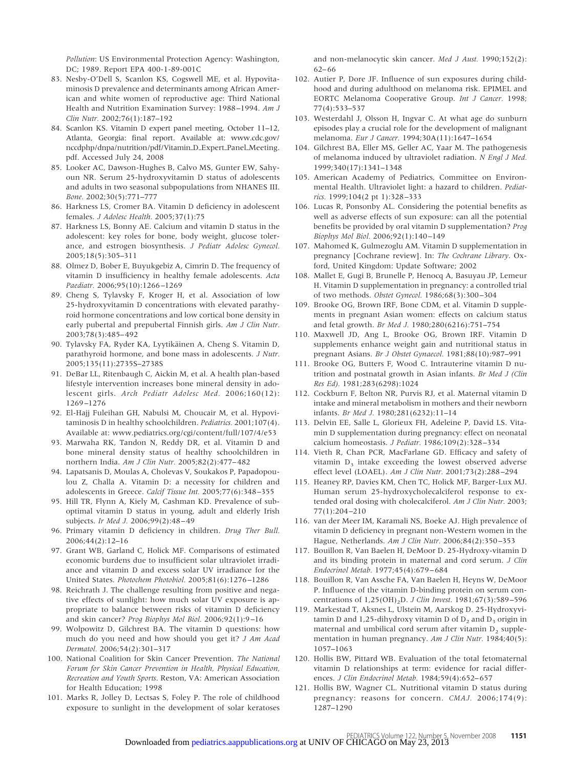*Pollution*: US Environmental Protection Agency: Washington, DC; 1989. Report EPA 400-1-89-001C

83. Nesby-O'Dell S, Scanlon KS, Cogswell ME, et al. Hypovitaminosis D prevalence and determinants among African American and white women of reproductive age: Third National Health and Nutrition Examination Survey: 1988–1994. *Am J Clin Nutr.* 2002;76(1):187–192
84. Scanlon KS. Vitamin D expert panel meeting, October 11–12, Atlanta, Georgia: final report. Available at: www.cdc.gov/nccdphp/dnpa/nutrition/pdf/Vitamin_D_Expert_Panel_Meeting.pdf. Accessed July 24, 2008
85. Looker AC, Dawson-Hughes B, Calvo MS, Gunter EW, Sahyoun NR. Serum 25-hydroxyvitamin D status of adolescents and adults in two seasonal subpopulations from NHANES III. *Bone.* 2002;30(5):771–777
86. Harkness LS, Cromer BA. Vitamin D deficiency in adolescent females. *J Adolesc Health.* 2005;37(1):75
87. Harkness LS, Bonny AE. Calcium and vitamin D status in the adolescent: key roles for bone, body weight, glucose tolerance, and estrogen biosynthesis. *J Pediatr Adolesc Gynecol.* 2005;18(5):305–311
88. Olmez D, Bober E, Buyukgebiz A, Cimrin D. The frequency of vitamin D insufficiency in healthy female adolescents. *Acta Paediatr.* 2006;95(10):1266–1269
89. Cheng S, Tylavsky F, Kroger H, et al. Association of low 25-hydroxyvitamin D concentrations with elevated parathyroid hormone concentrations and low cortical bone density in early pubertal and prepubertal Finnish girls. *Am J Clin Nutr.* 2003;78(3):485–492
90. Tylavsky FA, Ryder KA, Lyytikäinen A, Cheng S. Vitamin D, parathyroid hormone, and bone mass in adolescents. *J Nutr.* 2005;135(11):2735S–2738S
91. DeBar LL, Ritenbaugh C, Aickin M, et al. A health plan-based lifestyle intervention increases bone mineral density in adolescent girls. *Arch Pediatr Adolesc Med.* 2006;160(12):1269–1276
92. El-Hajj Fuleihan GH, Nabulsi M, Choucair M, et al. Hypovitaminosis D in healthy schoolchildren. *Pediatrics.* 2001;107(4). Available at: www.pediatrics.org/cgi/content/full/107/4/e53
93. Marwaha RK, Tandon N, Reddy DR, et al. Vitamin D and bone mineral density status of healthy schoolchildren in northern India. *Am J Clin Nutr.* 2005;82(2):477–482
94. Lapatsanis D, Moulas A, Cholevas V, Soukakos P, Papadopoulou Z, Challa A. Vitamin D: a necessity for children and adolescents in Greece. *Calcif Tissue Int.* 2005;77(6):348–355
95. Hill TR, Flynn A, Kiely M, Cashman KD. Prevalence of suboptimal vitamin D status in young, adult and elderly Irish subjects. *Ir Med J.* 2006;99(2):48–49
96. Primary vitamin D deficiency in children. *Drug Ther Bull.* 2006;44(2):12–16
97. Grant WB, Garland C, Holick MF. Comparisons of estimated economic burdens due to insufficient solar ultraviolet irradiance and vitamin D and excess solar UV irradiance for the United States. *Photochem Photobiol.* 2005;81(6):1276–1286
98. Reichrath J. The challenge resulting from positive and negative effects of sunlight: how much solar UV exposure is appropriate to balance between risks of vitamin D deficiency and skin cancer? *Prog Biophys Mol Biol.* 2006;92(1):9–16
99. Wolpowitz D, Gilchrest BA. The vitamin D questions: how much do you need and how should you get it? *J Am Acad Dermatol.* 2006;54(2):301–317
100. National Coalition for Skin Cancer Prevention. *The National Forum for Skin Cancer Prevention in Health, Physical Education, Recreation and Youth Sports*. Reston, VA: American Association for Health Education; 1998
101. Marks R, Jolley D, Lectsas S, Foley P. The role of childhood exposure to sunlight in the development of solar keratoses and non-melanocytic skin cancer. *Med J Aust.* 1990;152(2):62–66
102. Autier P, Dore JF. Influence of sun exposures during childhood and during adulthood on melanoma risk. EPIMEL and EORTC Melanoma Cooperative Group. *Int J Cancer.* 1998;77(4):533–537
103. Westerdahl J, Olsson H, Ingvar C. At what age do sunburn episodes play a crucial role for the development of malignant melanoma. *Eur J Cancer.* 1994;30A(11):1647–1654
104. Gilchrest BA, Eller MS, Geller AC, Yaar M. The pathogenesis of melanoma induced by ultraviolet radiation. *N Engl J Med.* 1999;340(17):1341–1348
105. American Academy of Pediatrics, Committee on Environmental Health. Ultraviolet light: a hazard to children. *Pediatrics.* 1999;104(2 pt 1):328–333
106. Lucas R, Ponsonby AL. Considering the potential benefits as well as adverse effects of sun exposure: can all the potential benefits be provided by oral vitamin D supplementation? *Prog Biophys Mol Biol.* 2006;92(1):140–149
107. Mahomed K, Gulmezoglu AM. Vitamin D supplementation in pregnancy [Cochrane review]. In: *The Cochrane Library*. Oxford, United Kingdom: Update Software; 2002
108. Mallet E, Gugi B, Brunelle P, Henocq A, Basuyau JP, Lemeur H. Vitamin D supplementation in pregnancy: a controlled trial of two methods. *Obstet Gynecol.* 1986;68(3):300–304
109. Brooke OG, Brown IRF, Bone CDM, et al. Vitamin D supplements in pregnant Asian women: effects on calcium status and fetal growth. *Br Med J.* 1980;280(6216):751–754
110. Maxwell JD, Ang L, Brooke OG, Brown IRF. Vitamin D supplements enhance weight gain and nutritional status in pregnant Asians. *Br J Obstet Gynaecol.* 1981;88(10):987–991
111. Brooke OG, Butters F, Wood C. Intrauterine vitamin D nutrition and postnatal growth in Asian infants. *Br Med J (Clin Res Ed).* 1981;283(6298):1024
112. Cockburn F, Belton NR, Purvis RJ, et al. Maternal vitamin D intake and mineral metabolism in mothers and their newborn infants. *Br Med J.* 1980;281(6232):11–14
113. Delvin EE, Salle L, Glorieux FH, Adeleine P, David LS. Vitamin D supplementation during pregnancy: effect on neonatal calcium homeostasis. *J Pediatr.* 1986;109(2):328–334
114. Vieth R, Chan PCR, MacFarlane GD. Efficacy and safety of vitamin $D_3$ intake exceeding the lowest observed adverse effect level (LOAEL). *Am J Clin Nutr.* 2001;73(2):288–294
115. Heaney RP, Davies KM, Chen TC, Holick MF, Barger-Lux MJ. Human serum 25-hydroxycholecalciferol response to extended oral dosing with cholecalciferol. *Am J Clin Nutr.* 2003;77(1):204–210
116. van der Meer IM, Karamali NS, Boeke AJ. High prevalence of vitamin D deficiency in pregnant non-Western women in the Hague, Netherlands. *Am J Clin Nutr.* 2006;84(2):350–353
117. Bouillon R, Van Baelen H, DeMoor D. 25-Hydroxy-vitamin D and its binding protein in maternal and cord serum. *J Clin Endocrinol Metab.* 1977;45(4):679–684
118. Bouillon R, Van Assche FA, Van Baelen H, Heyns W, DeMoor P. Influence of the vitamin D-binding protein on serum concentrations of $1,25(OH)_2D$. *J Clin Invest.* 1981;67(3):589–596
119. Markestad T, Aksnes L, Ulstein M, Aarskog D. 25-Hydroxyvitamin D and 1,25-dihydroxy vitamin D of $D_2$ and $D_3$ origin in maternal and umbilical cord serum after vitamin $D_2$ supplementation in human pregnancy. *Am J Clin Nutr.* 1984;40(5):1057–1063
120. Hollis BW, Pittard WB. Evaluation of the total fetomaternal vitamin D relationships at term: evidence for racial differences. *J Clin Endocrinol Metab.* 1984;59(4):652–657
121. Hollis BW, Wagner CL. Nutritional vitamin D status during pregnancy: reasons for concern. *CMAJ.* 2006;174(9):1287–1290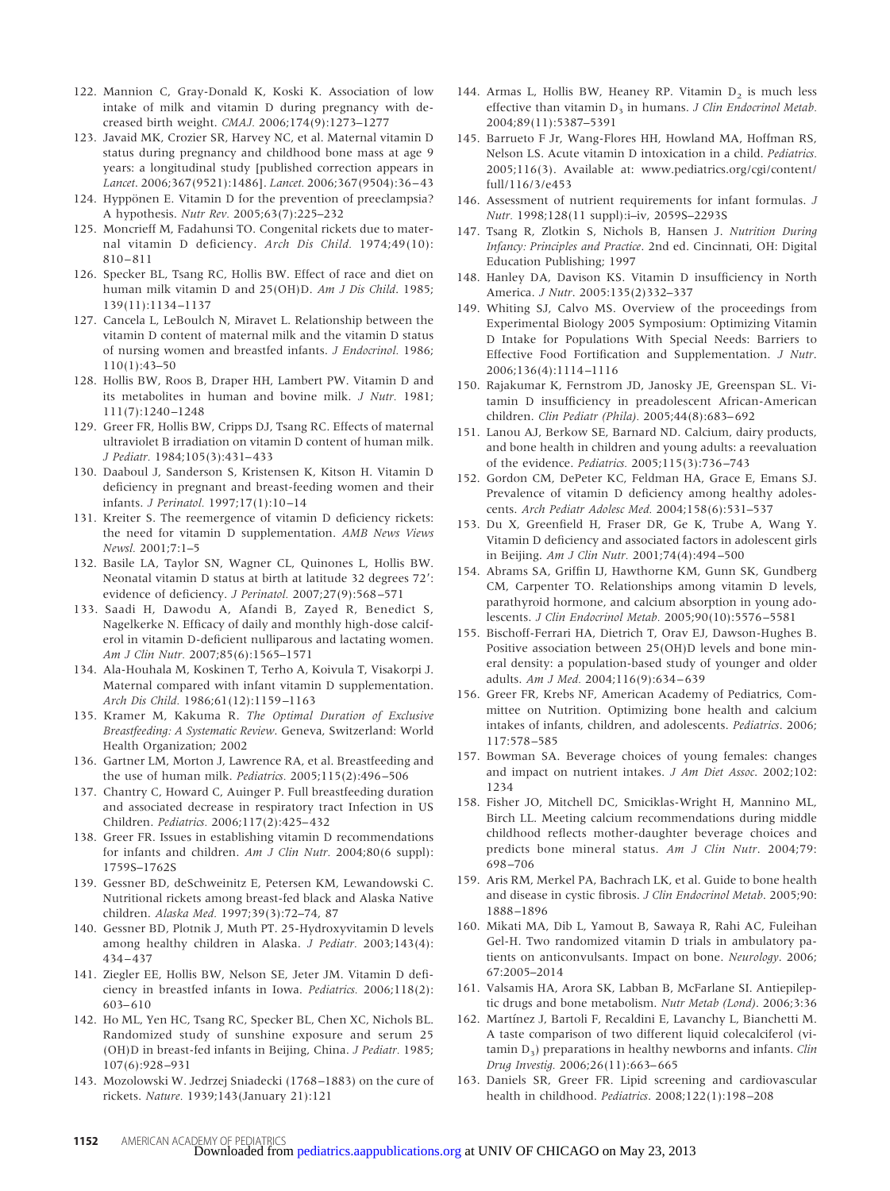122. Mannion C, Gray-Donald K, Koski K. Association of low intake of milk and vitamin D during pregnancy with decreased birth weight. *CMAJ.* 2006;174(9):1273–1277
123. Javaid MK, Crozier SR, Harvey NC, et al. Maternal vitamin D status during pregnancy and childhood bone mass at age 9 years: a longitudinal study [published correction appears in *Lancet*. 2006;367(9521):1486]. *Lancet.* 2006;367(9504):36–43
124. Hyppönen E. Vitamin D for the prevention of preeclampsia? A hypothesis. *Nutr Rev.* 2005;63(7):225–232
125. Moncrieff M, Fadahunsi TO. Congenital rickets due to maternal vitamin D deficiency. *Arch Dis Child.* 1974;49(10): 810–811
126. Specker BL, Tsang RC, Hollis BW. Effect of race and diet on human milk vitamin D and 25(OH)D. *Am J Dis Child*. 1985; 139(11):1134–1137
127. Cancela L, LeBoulch N, Miravet L. Relationship between the vitamin D content of maternal milk and the vitamin D status of nursing women and breastfed infants. *J Endocrinol.* 1986; 110(1):43–50
128. Hollis BW, Roos B, Draper HH, Lambert PW. Vitamin D and its metabolites in human and bovine milk. *J Nutr.* 1981; 111(7):1240–1248
129. Greer FR, Hollis BW, Cripps DJ, Tsang RC. Effects of maternal ultraviolet B irradiation on vitamin D content of human milk. *J Pediatr.* 1984;105(3):431–433
130. Daaboul J, Sanderson S, Kristensen K, Kitson H. Vitamin D deficiency in pregnant and breast-feeding women and their infants. *J Perinatol.* 1997;17(1):10–14
131. Kreiter S. The reemergence of vitamin D deficiency rickets: the need for vitamin D supplementation. *AMB News Views Newsl.* 2001;7:1–5
132. Basile LA, Taylor SN, Wagner CL, Quinones L, Hollis BW. Neonatal vitamin D status at birth at latitude 32 degrees 72′: evidence of deficiency. *J Perinatol.* 2007;27(9):568–571
133. Saadi H, Dawodu A, Afandi B, Zayed R, Benedict S, Nagelkerke N. Efficacy of daily and monthly high-dose calciferol in vitamin D-deficient nulliparous and lactating women. *Am J Clin Nutr.* 2007;85(6):1565–1571
134. Ala-Houhala M, Koskinen T, Terho A, Koivula T, Visakorpi J. Maternal compared with infant vitamin D supplementation. *Arch Dis Child.* 1986;61(12):1159–1163
135. Kramer M, Kakuma R. *The Optimal Duration of Exclusive Breastfeeding: A Systematic Review*. Geneva, Switzerland: World Health Organization; 2002
136. Gartner LM, Morton J, Lawrence RA, et al. Breastfeeding and the use of human milk. *Pediatrics.* 2005;115(2):496–506
137. Chantry C, Howard C, Auinger P. Full breastfeeding duration and associated decrease in respiratory tract Infection in US Children. *Pediatrics.* 2006;117(2):425–432
138. Greer FR. Issues in establishing vitamin D recommendations for infants and children. *Am J Clin Nutr.* 2004;80(6 suppl): 1759S–1762S
139. Gessner BD, deSchweinitz E, Petersen KM, Lewandowski C. Nutritional rickets among breast-fed black and Alaska Native children. *Alaska Med.* 1997;39(3):72–74, 87
140. Gessner BD, Plotnik J, Muth PT. 25-Hydroxyvitamin D levels among healthy children in Alaska. *J Pediatr.* 2003;143(4): 434–437
141. Ziegler EE, Hollis BW, Nelson SE, Jeter JM. Vitamin D deficiency in breastfed infants in Iowa. *Pediatrics.* 2006;118(2): 603–610
142. Ho ML, Yen HC, Tsang RC, Specker BL, Chen XC, Nichols BL. Randomized study of sunshine exposure and serum 25 (OH)D in breast-fed infants in Beijing, China. *J Pediatr.* 1985; 107(6):928–931
143. Mozolowski W. Jedrzej Sniadecki (1768–1883) on the cure of rickets. *Nature.* 1939;143(January 21):121
144. Armas L, Hollis BW, Heaney RP. Vitamin $D_2$ is much less effective than vitamin $D_3$ in humans. *J Clin Endocrinol Metab.* 2004;89(11):5387–5391
145. Barrueto F Jr, Wang-Flores HH, Howland MA, Hoffman RS, Nelson LS. Acute vitamin D intoxication in a child. *Pediatrics.* 2005;116(3). Available at: www.pediatrics.org/cgi/content/full/116/3/e453
146. Assessment of nutrient requirements for infant formulas. *J Nutr.* 1998;128(11 suppl):i–iv, 2059S–2293S
147. Tsang R, Zlotkin S, Nichols B, Hansen J. *Nutrition During Infancy: Principles and Practice*. 2nd ed. Cincinnati, OH: Digital Education Publishing; 1997
148. Hanley DA, Davison KS. Vitamin D insufficiency in North America. *J Nutr*. 2005:135(2)332–337
149. Whiting SJ, Calvo MS. Overview of the proceedings from Experimental Biology 2005 Symposium: Optimizing Vitamin D Intake for Populations With Special Needs: Barriers to Effective Food Fortification and Supplementation. *J Nutr.* 2006;136(4):1114–1116
150. Rajakumar K, Fernstrom JD, Janosky JE, Greenspan SL. Vitamin D insufficiency in preadolescent African-American children. *Clin Pediatr (Phila).* 2005;44(8):683–692
151. Lanou AJ, Berkow SE, Barnard ND. Calcium, dairy products, and bone health in children and young adults: a reevaluation of the evidence. *Pediatrics.* 2005;115(3):736–743
152. Gordon CM, DePeter KC, Feldman HA, Grace E, Emans SJ. Prevalence of vitamin D deficiency among healthy adolescents. *Arch Pediatr Adolesc Med.* 2004;158(6):531–537
153. Du X, Greenfield H, Fraser DR, Ge K, Trube A, Wang Y. Vitamin D deficiency and associated factors in adolescent girls in Beijing. *Am J Clin Nutr.* 2001;74(4):494–500
154. Abrams SA, Griffin IJ, Hawthorne KM, Gunn SK, Gundberg CM, Carpenter TO. Relationships among vitamin D levels, parathyroid hormone, and calcium absorption in young adolescents. *J Clin Endocrinol Metab.* 2005;90(10):5576–5581
155. Bischoff-Ferrari HA, Dietrich T, Orav EJ, Dawson-Hughes B. Positive association between 25(OH)D levels and bone mineral density: a population-based study of younger and older adults. *Am J Med.* 2004;116(9):634–639
156. Greer FR, Krebs NF, American Academy of Pediatrics, Committee on Nutrition. Optimizing bone health and calcium intakes of infants, children, and adolescents. *Pediatrics*. 2006; 117:578–585
157. Bowman SA. Beverage choices of young females: changes and impact on nutrient intakes. *J Am Diet Assoc*. 2002;102: 1234
158. Fisher JO, Mitchell DC, Smiciklas-Wright H, Mannino ML, Birch LL. Meeting calcium recommendations during middle childhood reflects mother-daughter beverage choices and predicts bone mineral status. *Am J Clin Nutr*. 2004;79: 698–706
159. Aris RM, Merkel PA, Bachrach LK, et al. Guide to bone health and disease in cystic fibrosis. *J Clin Endocrinol Metab*. 2005;90: 1888–1896
160. Mikati MA, Dib L, Yamout B, Sawaya R, Rahi AC, Fuleihan Gel-H. Two randomized vitamin D trials in ambulatory patients on anticonvulsants. Impact on bone. *Neurology*. 2006; 67:2005–2014
161. Valsamis HA, Arora SK, Labban B, McFarlane SI. Antiepileptic drugs and bone metabolism. *Nutr Metab (Lond)*. 2006;3:36
162. Martínez J, Bartoli F, Recaldini E, Lavanchy L, Bianchetti M. A taste comparison of two different liquid colecalciferol (vitamin $D_3$) preparations in healthy newborns and infants. *Clin Drug Investig.* 2006;26(11):663–665
163. Daniels SR, Greer FR. Lipid screening and cardiovascular health in childhood. *Pediatrics*. 2008;122(1):198–208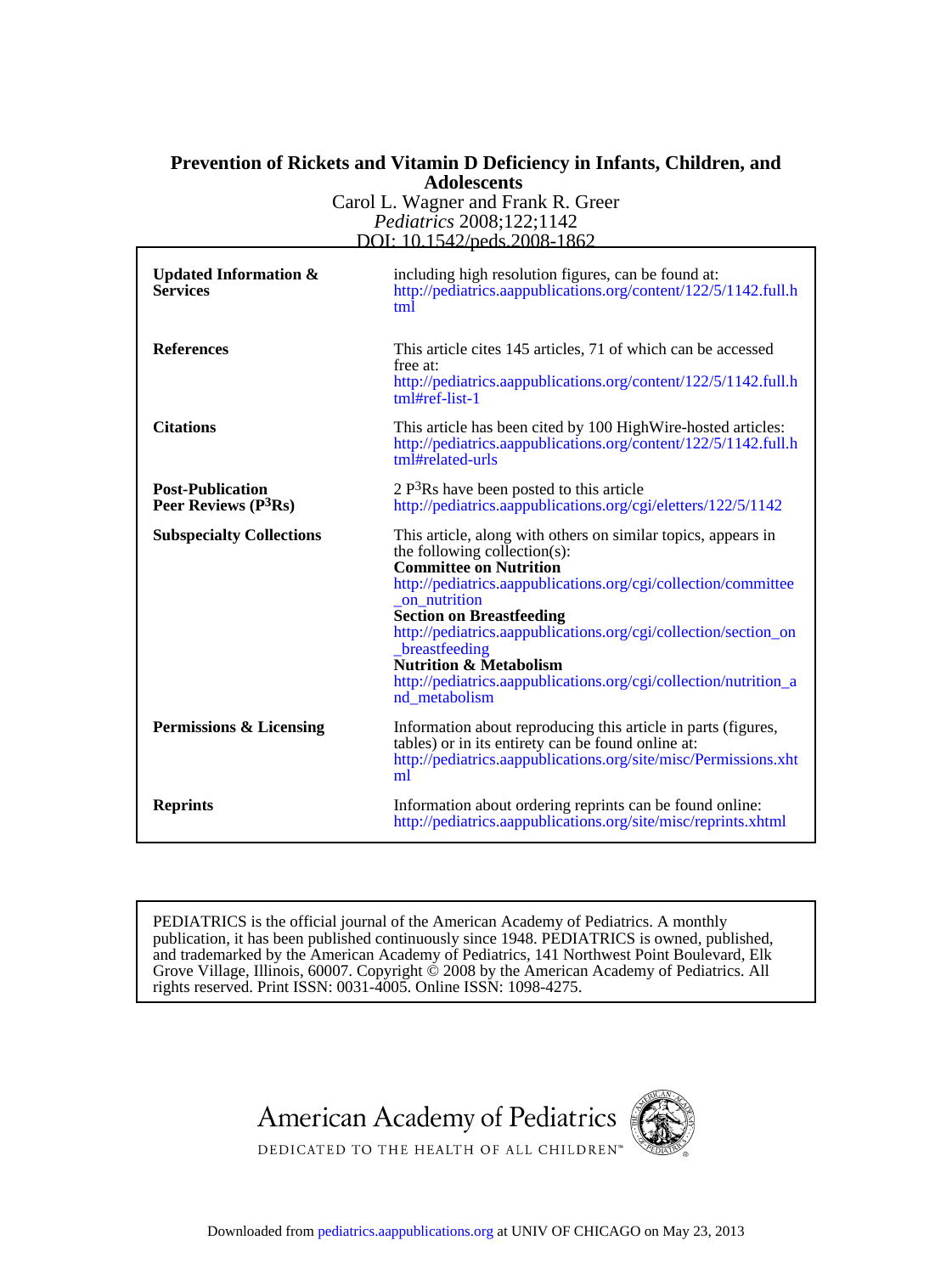**Prevention of Rickets and Vitamin D Deficiency in Infants, Children, and Adolescents**

Carol L. Wagner and Frank R. Greer

*Pediatrics* 2008;122;1142

DOI: 10.1542/peds.2008-1862

| | |
|---|---|
| **Updated Information & Services** | including high resolution figures, can be found at: http://pediatrics.aappublications.org/content/122/5/1142.full.html |
| **References** | This article cites 145 articles, 71 of which can be accessed free at: http://pediatrics.aappublications.org/content/122/5/1142.full.html#ref-list-1 |
| **Citations** | This article has been cited by 100 HighWire-hosted articles: http://pediatrics.aappublications.org/content/122/5/1142.full.html#related-urls |
| **Post-Publication Peer Reviews ($P^3Rs$)** | 2 $P^3Rs$ have been posted to this article http://pediatrics.aappublications.org/cgi/eletters/122/5/1142 |
| **Subspecialty Collections** | This article, along with others on similar topics, appears in the following collection(s): **Committee on Nutrition** http://pediatrics.aappublications.org/cgi/collection/committee_on_nutrition **Section on Breastfeeding** http://pediatrics.aappublications.org/cgi/collection/section_on_breastfeeding **Nutrition & Metabolism** http://pediatrics.aappublications.org/cgi/collection/nutrition_and_metabolism |
| **Permissions & Licensing** | Information about reproducing this article in parts (figures, tables) or in its entirety can be found online at: http://pediatrics.aappublications.org/site/misc/Permissions.xhtml |
| **Reprints** | Information about ordering reprints can be found online: http://pediatrics.aappublications.org/site/misc/reprints.xhtml |

PEDIATRICS is the official journal of the American Academy of Pediatrics. A monthly publication, it has been published continuously since 1948. PEDIATRICS is owned, published, and trademarked by the American Academy of Pediatrics, 141 Northwest Point Boulevard, Elk Grove Village, Illinois, 60007. Copyright © 2008 by the American Academy of Pediatrics. All rights reserved. Print ISSN: 0031-4005. Online ISSN: 1098-4275.

American Academy of Pediatrics

DEDICATED TO THE HEALTH OF ALL CHILDREN™

Downloaded from pediatrics.aappublications.org at UNIV OF CHICAGO on May 23, 2013